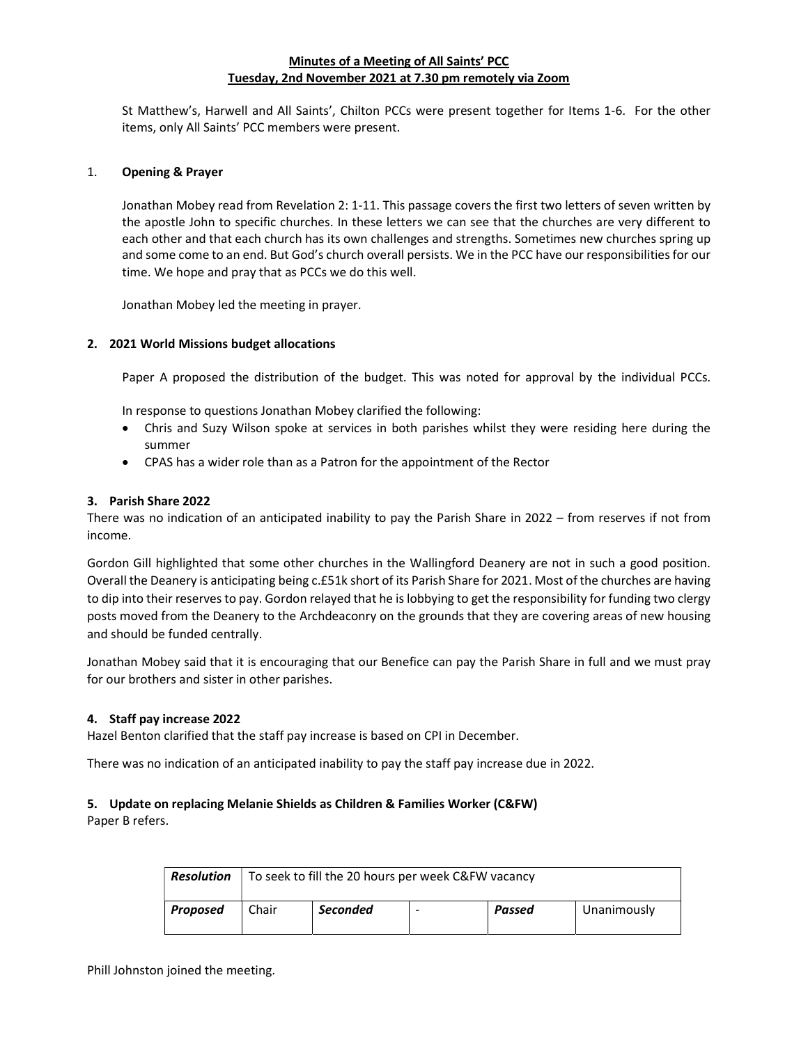# Minutes of a Meeting of All Saints' PCC
## Tuesday, 2nd November 2021 at 7.30 pm remotely via Zoom

St Matthew's, Harwell and All Saints', Chilton PCCs were present together for Items 1-6. For the other items, only All Saints' PCC members were present.

### 1. Opening & Prayer

Jonathan Mobey read from Revelation 2: 1-11. This passage covers the first two letters of seven written by the apostle John to specific churches. In these letters we can see that the churches are very different to each other and that each church has its own challenges and strengths. Sometimes new churches spring up and some come to an end. But God's church overall persists. We in the PCC have our responsibilities for our time. We hope and pray that as PCCs we do this well.

Jonathan Mobey led the meeting in prayer.

### 2. 2021 World Missions budget allocations

Paper A proposed the distribution of the budget. This was noted for approval by the individual PCCs.

In response to questions Jonathan Mobey clarified the following:

- Chris and Suzy Wilson spoke at services in both parishes whilst they were residing here during the summer
- CPAS has a wider role than as a Patron for the appointment of the Rector

### 3. Parish Share 2022

There was no indication of an anticipated inability to pay the Parish Share in 2022 – from reserves if not from income.

Gordon Gill highlighted that some other churches in the Wallingford Deanery are not in such a good position. Overall the Deanery is anticipating being c.£51k short of its Parish Share for 2021. Most of the churches are having to dip into their reserves to pay. Gordon relayed that he is lobbying to get the responsibility for funding two clergy posts moved from the Deanery to the Archdeaconry on the grounds that they are covering areas of new housing and should be funded centrally.

Jonathan Mobey said that it is encouraging that our Benefice can pay the Parish Share in full and we must pray for our brothers and sister in other parishes.

### 4. Staff pay increase 2022

Hazel Benton clarified that the staff pay increase is based on CPI in December.

There was no indication of an anticipated inability to pay the staff pay increase due in 2022.

### 5. Update on replacing Melanie Shields as Children & Families Worker (C&FW)

Paper B refers.

| ***Resolution*** | To seek to fill the 20 hours per week C&FW vacancy | | | | |
|---|---|---|---|---|---|
| ***Proposed*** | Chair | ***Seconded*** | - | ***Passed*** | Unanimously |

Phill Johnston joined the meeting.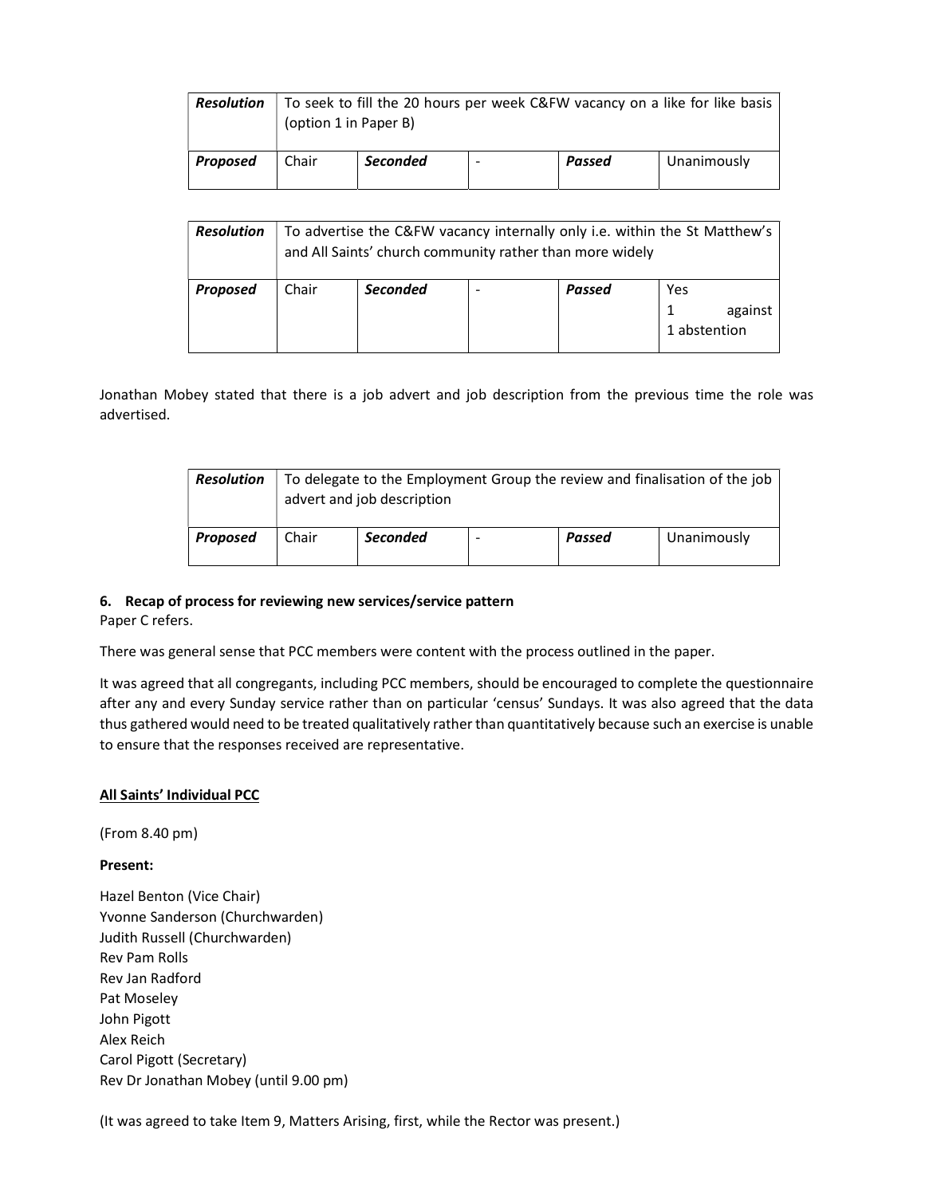| *Resolution* | To seek to fill the 20 hours per week C&FW vacancy on a like for like basis (option 1 in Paper B) | | | | |
|---|---|---|---|---|---|
| ***Proposed*** | Chair | ***Seconded*** | - | ***Passed*** | Unanimously |

| *Resolution* | To advertise the C&FW vacancy internally only i.e. within the St Matthew's and All Saints' church community rather than more widely | | | | |
|---|---|---|---|---|---|
| ***Proposed*** | Chair | ***Seconded*** | - | ***Passed*** | Yes<br>1 against<br>1 abstention |

Jonathan Mobey stated that there is a job advert and job description from the previous time the role was advertised.

| *Resolution* | To delegate to the Employment Group the review and finalisation of the job advert and job description | | | | |
|---|---|---|---|---|---|
| ***Proposed*** | Chair | ***Seconded*** | - | ***Passed*** | Unanimously |

**6. Recap of process for reviewing new services/service pattern**

Paper C refers.

There was general sense that PCC members were content with the process outlined in the paper.

It was agreed that all congregants, including PCC members, should be encouraged to complete the questionnaire after any and every Sunday service rather than on particular 'census' Sundays. It was also agreed that the data thus gathered would need to be treated qualitatively rather than quantitatively because such an exercise is unable to ensure that the responses received are representative.

**<u>All Saints' Individual PCC</u>**

(From 8.40 pm)

**Present:**

Hazel Benton (Vice Chair)
Yvonne Sanderson (Churchwarden)
Judith Russell (Churchwarden)
Rev Pam Rolls
Rev Jan Radford
Pat Moseley
John Pigott
Alex Reich
Carol Pigott (Secretary)
Rev Dr Jonathan Mobey (until 9.00 pm)

(It was agreed to take Item 9, Matters Arising, first, while the Rector was present.)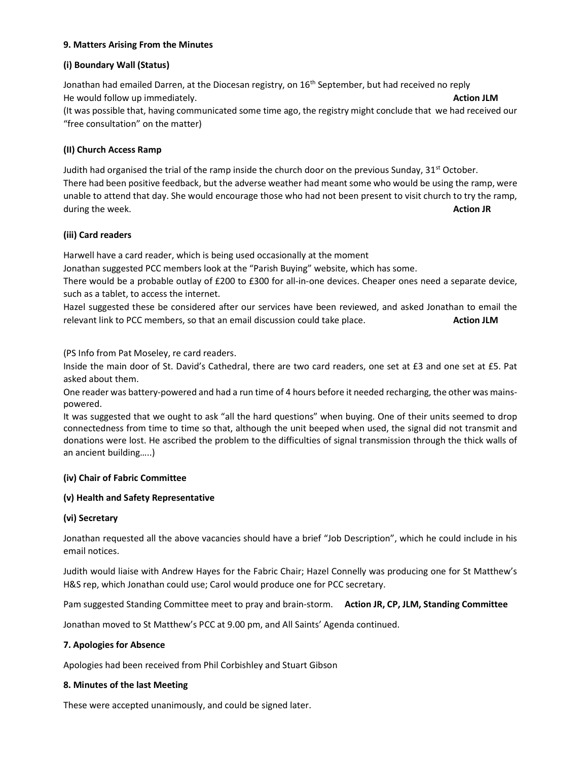### 9. Matters Arising From the Minutes

#### (i) Boundary Wall (Status)

Jonathan had emailed Darren, at the Diocesan registry, on 16th September, but had received no reply
He would follow up immediately. **Action JLM**
(It was possible that, having communicated some time ago, the registry might conclude that we had received our "free consultation" on the matter)

#### (II) Church Access Ramp

Judith had organised the trial of the ramp inside the church door on the previous Sunday, 31st October.
There had been positive feedback, but the adverse weather had meant some who would be using the ramp, were unable to attend that day. She would encourage those who had not been present to visit church to try the ramp, during the week. **Action JR**

#### (iii) Card readers

Harwell have a card reader, which is being used occasionally at the moment
Jonathan suggested PCC members look at the "Parish Buying" website, which has some.
There would be a probable outlay of £200 to £300 for all-in-one devices. Cheaper ones need a separate device, such as a tablet, to access the internet.
Hazel suggested these be considered after our services have been reviewed, and asked Jonathan to email the relevant link to PCC members, so that an email discussion could take place. **Action JLM**

(PS Info from Pat Moseley, re card readers.
Inside the main door of St. David's Cathedral, there are two card readers, one set at £3 and one set at £5. Pat asked about them.
One reader was battery-powered and had a run time of 4 hours before it needed recharging, the other was mains-powered.
It was suggested that we ought to ask "all the hard questions" when buying. One of their units seemed to drop connectedness from time to time so that, although the unit beeped when used, the signal did not transmit and donations were lost. He ascribed the problem to the difficulties of signal transmission through the thick walls of an ancient building…..)

#### (iv) Chair of Fabric Committee

#### (v) Health and Safety Representative

#### (vi) Secretary

Jonathan requested all the above vacancies should have a brief "Job Description", which he could include in his email notices.

Judith would liaise with Andrew Hayes for the Fabric Chair; Hazel Connelly was producing one for St Matthew's H&S rep, which Jonathan could use; Carol would produce one for PCC secretary.

Pam suggested Standing Committee meet to pray and brain-storm. **Action JR, CP, JLM, Standing Committee**

Jonathan moved to St Matthew's PCC at 9.00 pm, and All Saints' Agenda continued.

### 7. Apologies for Absence

Apologies had been received from Phil Corbishley and Stuart Gibson

### 8. Minutes of the last Meeting

These were accepted unanimously, and could be signed later.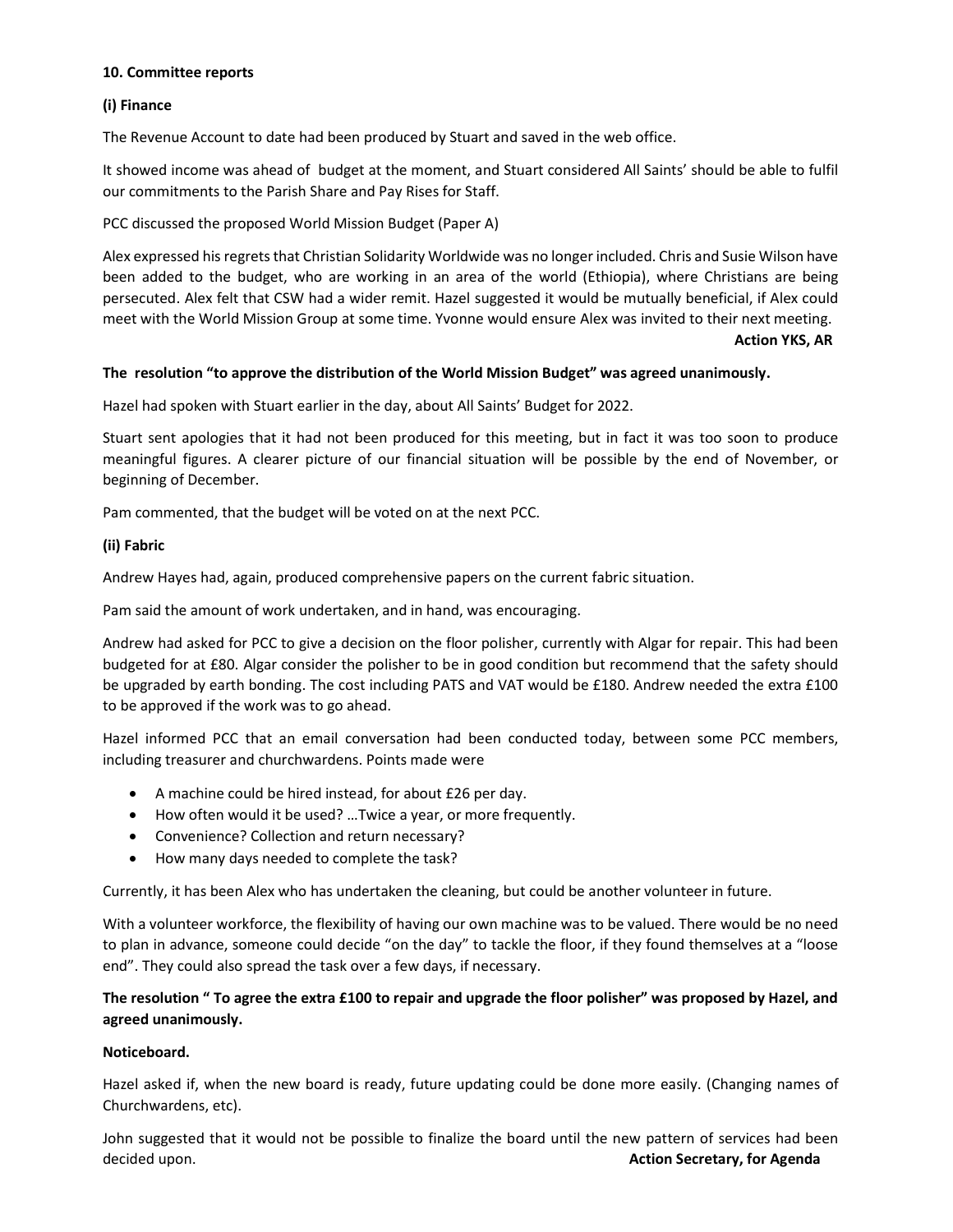**10. Committee reports**

**(i) Finance**

The Revenue Account to date had been produced by Stuart and saved in the web office.

It showed income was ahead of budget at the moment, and Stuart considered All Saints' should be able to fulfil our commitments to the Parish Share and Pay Rises for Staff.

PCC discussed the proposed World Mission Budget (Paper A)

Alex expressed his regrets that Christian Solidarity Worldwide was no longer included. Chris and Susie Wilson have been added to the budget, who are working in an area of the world (Ethiopia), where Christians are being persecuted. Alex felt that CSW had a wider remit. Hazel suggested it would be mutually beneficial, if Alex could meet with the World Mission Group at some time. Yvonne would ensure Alex was invited to their next meeting.

**Action YKS, AR**

**The resolution "to approve the distribution of the World Mission Budget" was agreed unanimously.**

Hazel had spoken with Stuart earlier in the day, about All Saints' Budget for 2022.

Stuart sent apologies that it had not been produced for this meeting, but in fact it was too soon to produce meaningful figures. A clearer picture of our financial situation will be possible by the end of November, or beginning of December.

Pam commented, that the budget will be voted on at the next PCC.

**(ii) Fabric**

Andrew Hayes had, again, produced comprehensive papers on the current fabric situation.

Pam said the amount of work undertaken, and in hand, was encouraging.

Andrew had asked for PCC to give a decision on the floor polisher, currently with Algar for repair. This had been budgeted for at £80. Algar consider the polisher to be in good condition but recommend that the safety should be upgraded by earth bonding. The cost including PATS and VAT would be £180. Andrew needed the extra £100 to be approved if the work was to go ahead.

Hazel informed PCC that an email conversation had been conducted today, between some PCC members, including treasurer and churchwardens. Points made were

- A machine could be hired instead, for about £26 per day.
- How often would it be used? …Twice a year, or more frequently.
- Convenience? Collection and return necessary?
- How many days needed to complete the task?

Currently, it has been Alex who has undertaken the cleaning, but could be another volunteer in future.

With a volunteer workforce, the flexibility of having our own machine was to be valued. There would be no need to plan in advance, someone could decide "on the day" to tackle the floor, if they found themselves at a "loose end". They could also spread the task over a few days, if necessary.

**The resolution " To agree the extra £100 to repair and upgrade the floor polisher" was proposed by Hazel, and agreed unanimously.**

**Noticeboard.**

Hazel asked if, when the new board is ready, future updating could be done more easily. (Changing names of Churchwardens, etc).

John suggested that it would not be possible to finalize the board until the new pattern of services had been decided upon.

**Action Secretary, for Agenda**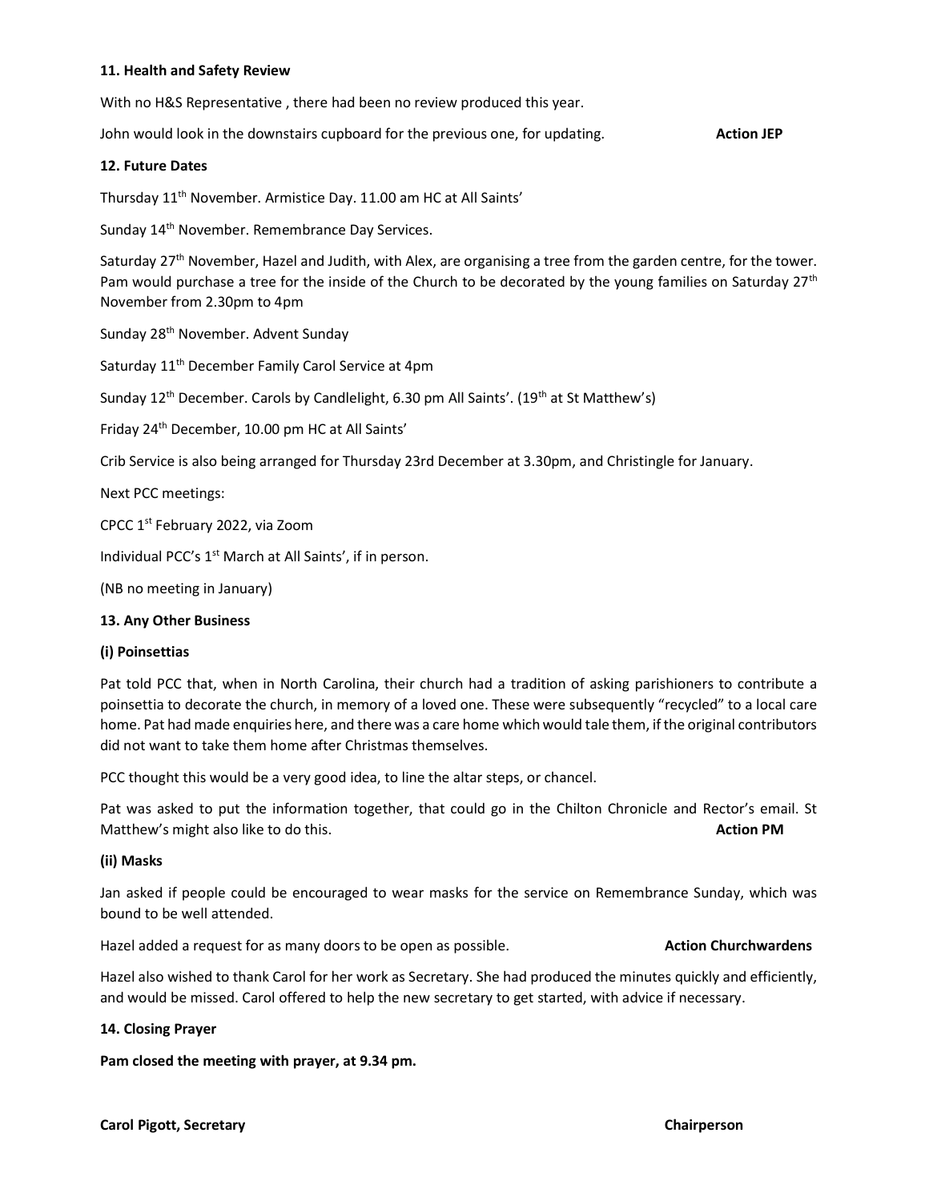**11. Health and Safety Review**

With no H&S Representative , there had been no review produced this year.

John would look in the downstairs cupboard for the previous one, for updating. **Action JEP**

**12. Future Dates**

Thursday 11th November. Armistice Day. 11.00 am HC at All Saints'

Sunday 14th November. Remembrance Day Services.

Saturday 27th November, Hazel and Judith, with Alex, are organising a tree from the garden centre, for the tower. Pam would purchase a tree for the inside of the Church to be decorated by the young families on Saturday 27th November from 2.30pm to 4pm

Sunday 28th November. Advent Sunday

Saturday 11th December Family Carol Service at 4pm

Sunday 12th December. Carols by Candlelight, 6.30 pm All Saints'. (19th at St Matthew's)

Friday 24th December, 10.00 pm HC at All Saints'

Crib Service is also being arranged for Thursday 23rd December at 3.30pm, and Christingle for January.

Next PCC meetings:

CPCC 1st February 2022, via Zoom

Individual PCC's 1st March at All Saints', if in person.

(NB no meeting in January)

**13. Any Other Business**

**(i) Poinsettias**

Pat told PCC that, when in North Carolina, their church had a tradition of asking parishioners to contribute a poinsettia to decorate the church, in memory of a loved one. These were subsequently "recycled" to a local care home. Pat had made enquiries here, and there was a care home which would tale them, if the original contributors did not want to take them home after Christmas themselves.

PCC thought this would be a very good idea, to line the altar steps, or chancel.

Pat was asked to put the information together, that could go in the Chilton Chronicle and Rector's email. St Matthew's might also like to do this. **Action PM**

**(ii) Masks**

Jan asked if people could be encouraged to wear masks for the service on Remembrance Sunday, which was bound to be well attended.

Hazel added a request for as many doors to be open as possible. **Action Churchwardens**

Hazel also wished to thank Carol for her work as Secretary. She had produced the minutes quickly and efficiently, and would be missed. Carol offered to help the new secretary to get started, with advice if necessary.

**14. Closing Prayer**

**Pam closed the meeting with prayer, at 9.34 pm.**

**Carol Pigott, Secretary** **Chairperson**